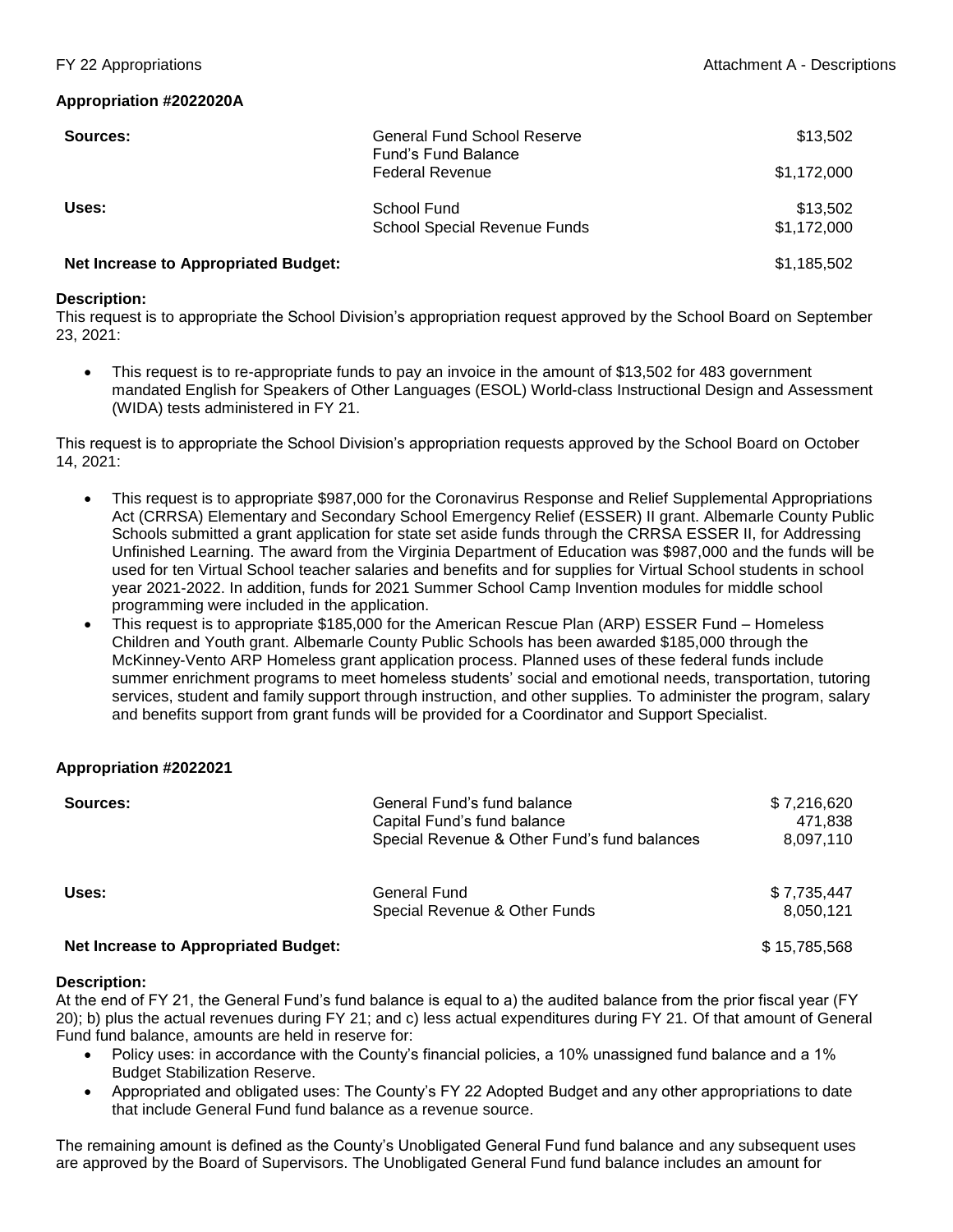## Appropriation #2022020A

| | | |
|---|---|---|
| **Sources:** | General Fund School Reserve Fund's Fund Balance | $13,502 |
| | Federal Revenue | $1,172,000 |
| **Uses:** | School Fund | $13,502 |
| | School Special Revenue Funds | $1,172,000 |
| **Net Increase to Appropriated Budget:** | | $1,185,502 |

**Description:**
This request is to appropriate the School Division's appropriation request approved by the School Board on September 23, 2021:

- This request is to re-appropriate funds to pay an invoice in the amount of $13,502 for 483 government mandated English for Speakers of Other Languages (ESOL) World-class Instructional Design and Assessment (WIDA) tests administered in FY 21.

This request is to appropriate the School Division's appropriation requests approved by the School Board on October 14, 2021:

- This request is to appropriate $987,000 for the Coronavirus Response and Relief Supplemental Appropriations Act (CRRSA) Elementary and Secondary School Emergency Relief (ESSER) II grant. Albemarle County Public Schools submitted a grant application for state set aside funds through the CRRSA ESSER II, for Addressing Unfinished Learning. The award from the Virginia Department of Education was $987,000 and the funds will be used for ten Virtual School teacher salaries and benefits and for supplies for Virtual School students in school year 2021-2022. In addition, funds for 2021 Summer School Camp Invention modules for middle school programming were included in the application.
- This request is to appropriate $185,000 for the American Rescue Plan (ARP) ESSER Fund – Homeless Children and Youth grant. Albemarle County Public Schools has been awarded $185,000 through the McKinney-Vento ARP Homeless grant application process. Planned uses of these federal funds include summer enrichment programs to meet homeless students' social and emotional needs, transportation, tutoring services, student and family support through instruction, and other supplies. To administer the program, salary and benefits support from grant funds will be provided for a Coordinator and Support Specialist.

## Appropriation #2022021

| | | |
|---|---|---|
| **Sources:** | General Fund's fund balance | $ 7,216,620 |
| | Capital Fund's fund balance | 471,838 |
| | Special Revenue & Other Fund's fund balances | 8,097,110 |
| **Uses:** | General Fund | $ 7,735,447 |
| | Special Revenue & Other Funds | 8,050,121 |
| **Net Increase to Appropriated Budget:** | | $ 15,785,568 |

**Description:**
At the end of FY 21, the General Fund's fund balance is equal to a) the audited balance from the prior fiscal year (FY 20); b) plus the actual revenues during FY 21; and c) less actual expenditures during FY 21. Of that amount of General Fund fund balance, amounts are held in reserve for:

- Policy uses: in accordance with the County's financial policies, a 10% unassigned fund balance and a 1% Budget Stabilization Reserve.
- Appropriated and obligated uses: The County's FY 22 Adopted Budget and any other appropriations to date that include General Fund fund balance as a revenue source.

The remaining amount is defined as the County's Unobligated General Fund fund balance and any subsequent uses are approved by the Board of Supervisors. The Unobligated General Fund fund balance includes an amount for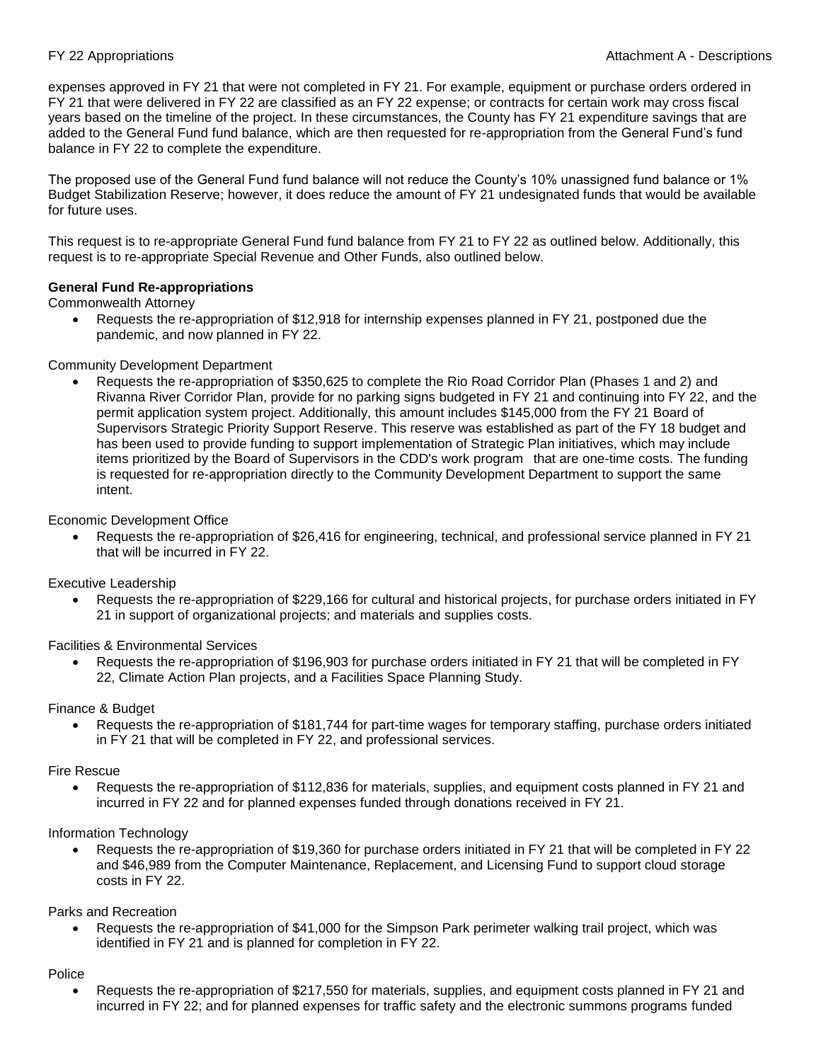expenses approved in FY 21 that were not completed in FY 21. For example, equipment or purchase orders ordered in FY 21 that were delivered in FY 22 are classified as an FY 22 expense; or contracts for certain work may cross fiscal years based on the timeline of the project. In these circumstances, the County has FY 21 expenditure savings that are added to the General Fund fund balance, which are then requested for re-appropriation from the General Fund's fund balance in FY 22 to complete the expenditure.

The proposed use of the General Fund fund balance will not reduce the County's 10% unassigned fund balance or 1% Budget Stabilization Reserve; however, it does reduce the amount of FY 21 undesignated funds that would be available for future uses.

This request is to re-appropriate General Fund fund balance from FY 21 to FY 22 as outlined below. Additionally, this request is to re-appropriate Special Revenue and Other Funds, also outlined below.

**General Fund Re-appropriations**

Commonwealth Attorney

- Requests the re-appropriation of $12,918 for internship expenses planned in FY 21, postponed due the pandemic, and now planned in FY 22.

Community Development Department

- Requests the re-appropriation of $350,625 to complete the Rio Road Corridor Plan (Phases 1 and 2) and Rivanna River Corridor Plan, provide for no parking signs budgeted in FY 21 and continuing into FY 22, and the permit application system project. Additionally, this amount includes $145,000 from the FY 21 Board of Supervisors Strategic Priority Support Reserve. This reserve was established as part of the FY 18 budget and has been used to provide funding to support implementation of Strategic Plan initiatives, which may include items prioritized by the Board of Supervisors in the CDD's work program that are one-time costs. The funding is requested for re-appropriation directly to the Community Development Department to support the same intent.

Economic Development Office

- Requests the re-appropriation of $26,416 for engineering, technical, and professional service planned in FY 21 that will be incurred in FY 22.

Executive Leadership

- Requests the re-appropriation of $229,166 for cultural and historical projects, for purchase orders initiated in FY 21 in support of organizational projects; and materials and supplies costs.

Facilities & Environmental Services

- Requests the re-appropriation of $196,903 for purchase orders initiated in FY 21 that will be completed in FY 22, Climate Action Plan projects, and a Facilities Space Planning Study.

Finance & Budget

- Requests the re-appropriation of $181,744 for part-time wages for temporary staffing, purchase orders initiated in FY 21 that will be completed in FY 22, and professional services.

Fire Rescue

- Requests the re-appropriation of $112,836 for materials, supplies, and equipment costs planned in FY 21 and incurred in FY 22 and for planned expenses funded through donations received in FY 21.

Information Technology

- Requests the re-appropriation of $19,360 for purchase orders initiated in FY 21 that will be completed in FY 22 and $46,989 from the Computer Maintenance, Replacement, and Licensing Fund to support cloud storage costs in FY 22.

Parks and Recreation

- Requests the re-appropriation of $41,000 for the Simpson Park perimeter walking trail project, which was identified in FY 21 and is planned for completion in FY 22.

Police

- Requests the re-appropriation of $217,550 for materials, supplies, and equipment costs planned in FY 21 and incurred in FY 22; and for planned expenses for traffic safety and the electronic summons programs funded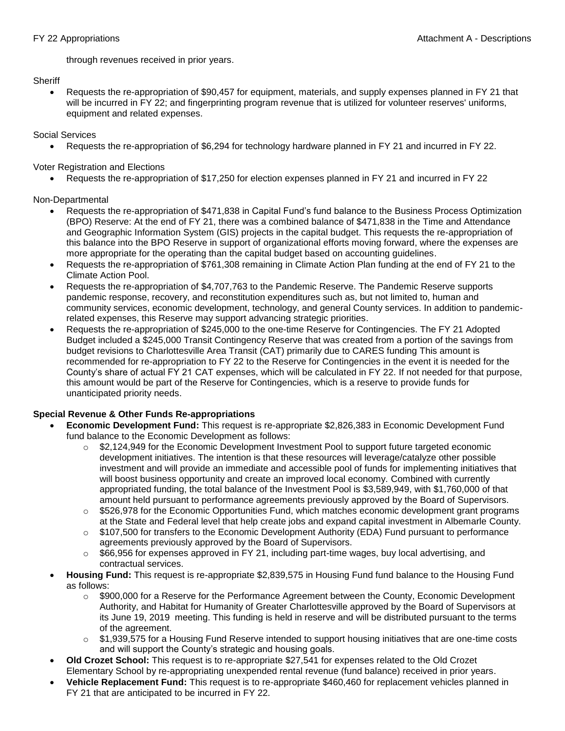through revenues received in prior years.

Sheriff

- Requests the re-appropriation of $90,457 for equipment, materials, and supply expenses planned in FY 21 that will be incurred in FY 22; and fingerprinting program revenue that is utilized for volunteer reserves' uniforms, equipment and related expenses.

Social Services

- Requests the re-appropriation of $6,294 for technology hardware planned in FY 21 and incurred in FY 22.

Voter Registration and Elections

- Requests the re-appropriation of $17,250 for election expenses planned in FY 21 and incurred in FY 22

Non-Departmental

- Requests the re-appropriation of $471,838 in Capital Fund's fund balance to the Business Process Optimization (BPO) Reserve: At the end of FY 21, there was a combined balance of $471,838 in the Time and Attendance and Geographic Information System (GIS) projects in the capital budget. This requests the re-appropriation of this balance into the BPO Reserve in support of organizational efforts moving forward, where the expenses are more appropriate for the operating than the capital budget based on accounting guidelines.
- Requests the re-appropriation of $761,308 remaining in Climate Action Plan funding at the end of FY 21 to the Climate Action Pool.
- Requests the re-appropriation of $4,707,763 to the Pandemic Reserve. The Pandemic Reserve supports pandemic response, recovery, and reconstitution expenditures such as, but not limited to, human and community services, economic development, technology, and general County services. In addition to pandemic-related expenses, this Reserve may support advancing strategic priorities.
- Requests the re-appropriation of $245,000 to the one-time Reserve for Contingencies. The FY 21 Adopted Budget included a $245,000 Transit Contingency Reserve that was created from a portion of the savings from budget revisions to Charlottesville Area Transit (CAT) primarily due to CARES funding This amount is recommended for re-appropriation to FY 22 to the Reserve for Contingencies in the event it is needed for the County's share of actual FY 21 CAT expenses, which will be calculated in FY 22. If not needed for that purpose, this amount would be part of the Reserve for Contingencies, which is a reserve to provide funds for unanticipated priority needs.

**Special Revenue & Other Funds Re-appropriations**

- **Economic Development Fund:** This request is re-appropriate $2,826,383 in Economic Development Fund fund balance to the Economic Development as follows:
  - $2,124,949 for the Economic Development Investment Pool to support future targeted economic development initiatives. The intention is that these resources will leverage/catalyze other possible investment and will provide an immediate and accessible pool of funds for implementing initiatives that will boost business opportunity and create an improved local economy. Combined with currently appropriated funding, the total balance of the Investment Pool is $3,589,949, with $1,760,000 of that amount held pursuant to performance agreements previously approved by the Board of Supervisors.
  - $526,978 for the Economic Opportunities Fund, which matches economic development grant programs at the State and Federal level that help create jobs and expand capital investment in Albemarle County.
  - $107,500 for transfers to the Economic Development Authority (EDA) Fund pursuant to performance agreements previously approved by the Board of Supervisors.
  - $66,956 for expenses approved in FY 21, including part-time wages, buy local advertising, and contractual services.
- **Housing Fund:** This request is re-appropriate $2,839,575 in Housing Fund fund balance to the Housing Fund as follows:
  - $900,000 for a Reserve for the Performance Agreement between the County, Economic Development Authority, and Habitat for Humanity of Greater Charlottesville approved by the Board of Supervisors at its June 19, 2019 meeting. This funding is held in reserve and will be distributed pursuant to the terms of the agreement.
  - $1,939,575 for a Housing Fund Reserve intended to support housing initiatives that are one-time costs and will support the County's strategic and housing goals.
- **Old Crozet School:** This request is to re-appropriate $27,541 for expenses related to the Old Crozet Elementary School by re-appropriating unexpended rental revenue (fund balance) received in prior years.
- **Vehicle Replacement Fund:** This request is to re-appropriate $460,460 for replacement vehicles planned in FY 21 that are anticipated to be incurred in FY 22.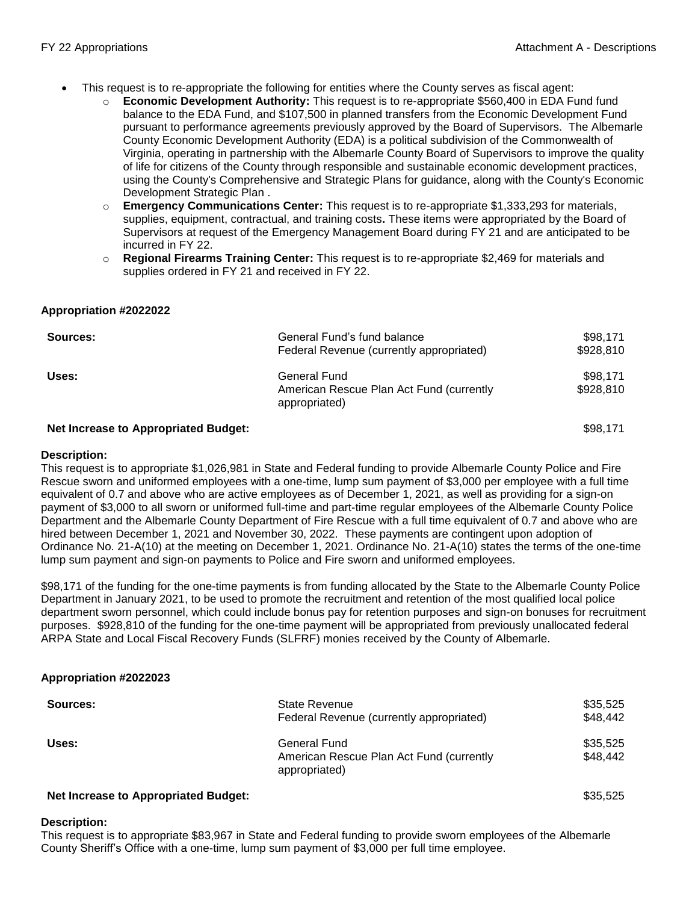- This request is to re-appropriate the following for entities where the County serves as fiscal agent:
  - **Economic Development Authority:** This request is to re-appropriate $560,400 in EDA Fund fund balance to the EDA Fund, and $107,500 in planned transfers from the Economic Development Fund pursuant to performance agreements previously approved by the Board of Supervisors. The Albemarle County Economic Development Authority (EDA) is a political subdivision of the Commonwealth of Virginia, operating in partnership with the Albemarle County Board of Supervisors to improve the quality of life for citizens of the County through responsible and sustainable economic development practices, using the County's Comprehensive and Strategic Plans for guidance, along with the County's Economic Development Strategic Plan .
  - **Emergency Communications Center:** This request is to re-appropriate $1,333,293 for materials, supplies, equipment, contractual, and training costs**.** These items were appropriated by the Board of Supervisors at request of the Emergency Management Board during FY 21 and are anticipated to be incurred in FY 22.
  - **Regional Firearms Training Center:** This request is to re-appropriate $2,469 for materials and supplies ordered in FY 21 and received in FY 22.

**Appropriation #2022022**

| | | |
|---|---|---|
| **Sources:** | General Fund's fund balance | $98,171 |
| | Federal Revenue (currently appropriated) | $928,810 |
| **Uses:** | General Fund | $98,171 |
| | American Rescue Plan Act Fund (currently appropriated) | $928,810 |
| **Net Increase to Appropriated Budget:** | | $98,171 |

**Description:**
This request is to appropriate $1,026,981 in State and Federal funding to provide Albemarle County Police and Fire Rescue sworn and uniformed employees with a one-time, lump sum payment of $3,000 per employee with a full time equivalent of 0.7 and above who are active employees as of December 1, 2021, as well as providing for a sign-on payment of $3,000 to all sworn or uniformed full-time and part-time regular employees of the Albemarle County Police Department and the Albemarle County Department of Fire Rescue with a full time equivalent of 0.7 and above who are hired between December 1, 2021 and November 30, 2022. These payments are contingent upon adoption of Ordinance No. 21-A(10) at the meeting on December 1, 2021. Ordinance No. 21-A(10) states the terms of the one-time lump sum payment and sign-on payments to Police and Fire sworn and uniformed employees.

$98,171 of the funding for the one-time payments is from funding allocated by the State to the Albemarle County Police Department in January 2021, to be used to promote the recruitment and retention of the most qualified local police department sworn personnel, which could include bonus pay for retention purposes and sign-on bonuses for recruitment purposes. $928,810 of the funding for the one-time payment will be appropriated from previously unallocated federal ARPA State and Local Fiscal Recovery Funds (SLFRF) monies received by the County of Albemarle.

**Appropriation #2022023**

| | | |
|---|---|---|
| **Sources:** | State Revenue | $35,525 |
| | Federal Revenue (currently appropriated) | $48,442 |
| **Uses:** | General Fund | $35,525 |
| | American Rescue Plan Act Fund (currently appropriated) | $48,442 |
| **Net Increase to Appropriated Budget:** | | $35,525 |

**Description:**
This request is to appropriate $83,967 in State and Federal funding to provide sworn employees of the Albemarle County Sheriff's Office with a one-time, lump sum payment of $3,000 per full time employee.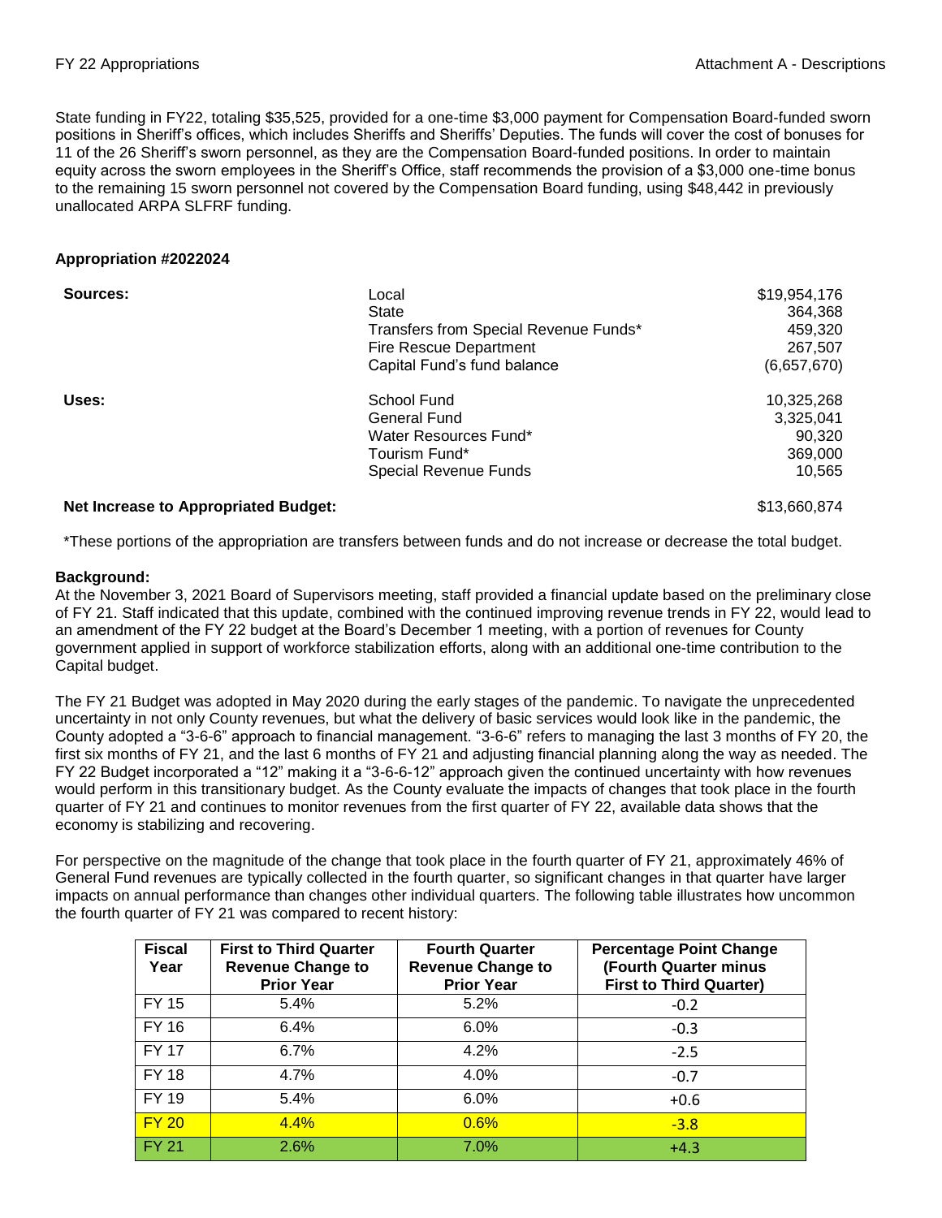State funding in FY22, totaling $35,525, provided for a one-time $3,000 payment for Compensation Board-funded sworn positions in Sheriff's offices, which includes Sheriffs and Sheriffs' Deputies. The funds will cover the cost of bonuses for 11 of the 26 Sheriff's sworn personnel, as they are the Compensation Board-funded positions. In order to maintain equity across the sworn employees in the Sheriff's Office, staff recommends the provision of a $3,000 one-time bonus to the remaining 15 sworn personnel not covered by the Compensation Board funding, using $48,442 in previously unallocated ARPA SLFRF funding.

**Appropriation #2022024**

| | | |
|---|---|---|
| **Sources:** | Local | $19,954,176 |
| | State | 364,368 |
| | Transfers from Special Revenue Funds* | 459,320 |
| | Fire Rescue Department | 267,507 |
| | Capital Fund's fund balance | (6,657,670) |
| **Uses:** | School Fund | 10,325,268 |
| | General Fund | 3,325,041 |
| | Water Resources Fund* | 90,320 |
| | Tourism Fund* | 369,000 |
| | Special Revenue Funds | 10,565 |
| **Net Increase to Appropriated Budget:** | | $13,660,874 |

*These portions of the appropriation are transfers between funds and do not increase or decrease the total budget.

**Background:**
At the November 3, 2021 Board of Supervisors meeting, staff provided a financial update based on the preliminary close of FY 21. Staff indicated that this update, combined with the continued improving revenue trends in FY 22, would lead to an amendment of the FY 22 budget at the Board's December 1 meeting, with a portion of revenues for County government applied in support of workforce stabilization efforts, along with an additional one-time contribution to the Capital budget.

The FY 21 Budget was adopted in May 2020 during the early stages of the pandemic. To navigate the unprecedented uncertainty in not only County revenues, but what the delivery of basic services would look like in the pandemic, the County adopted a "3-6-6" approach to financial management. "3-6-6" refers to managing the last 3 months of FY 20, the first six months of FY 21, and the last 6 months of FY 21 and adjusting financial planning along the way as needed. The FY 22 Budget incorporated a "12" making it a "3-6-6-12" approach given the continued uncertainty with how revenues would perform in this transitional budget. As the County evaluate the impacts of changes that took place in the fourth quarter of FY 21 and continues to monitor revenues from the first quarter of FY 22, available data shows that the economy is stabilizing and recovering.

For perspective on the magnitude of the change that took place in the fourth quarter of FY 21, approximately 46% of General Fund revenues are typically collected in the fourth quarter, so significant changes in that quarter have larger impacts on annual performance than changes other individual quarters. The following table illustrates how uncommon the fourth quarter of FY 21 was compared to recent history:

| Fiscal Year | First to Third Quarter Revenue Change to Prior Year | Fourth Quarter Revenue Change to Prior Year | Percentage Point Change (Fourth Quarter minus First to Third Quarter) |
|---|---|---|---|
| FY 15 | 5.4% | 5.2% | -0.2 |
| FY 16 | 6.4% | 6.0% | -0.3 |
| FY 17 | 6.7% | 4.2% | -2.5 |
| FY 18 | 4.7% | 4.0% | -0.7 |
| FY 19 | 5.4% | 6.0% | +0.6 |
| FY 20 | 4.4% | 0.6% | -3.8 |
| FY 21 | 2.6% | 7.0% | +4.3 |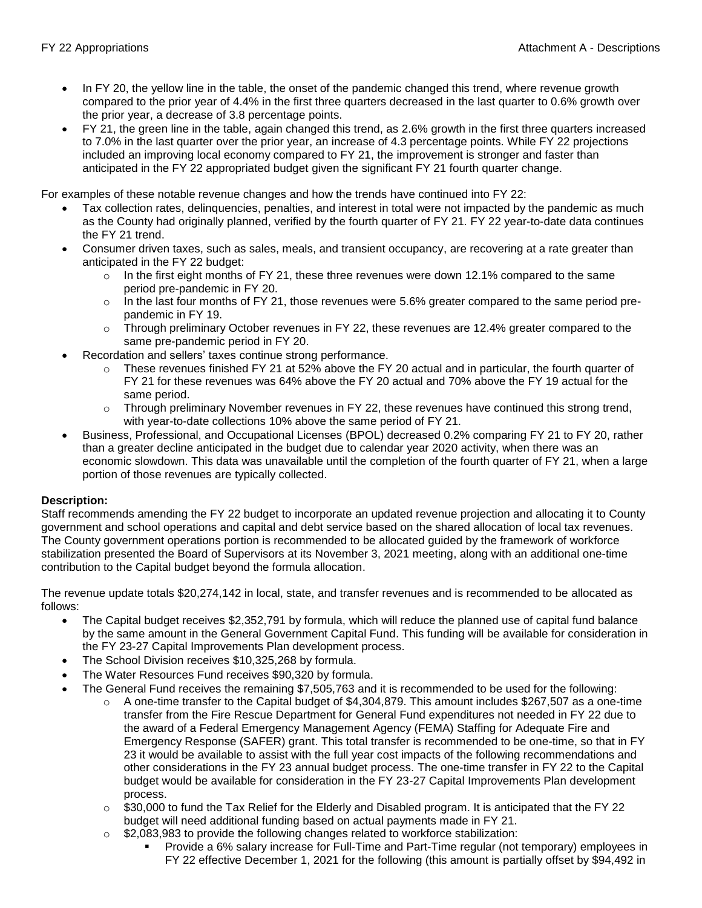- In FY 20, the yellow line in the table, the onset of the pandemic changed this trend, where revenue growth compared to the prior year of 4.4% in the first three quarters decreased in the last quarter to 0.6% growth over the prior year, a decrease of 3.8 percentage points.
- FY 21, the green line in the table, again changed this trend, as 2.6% growth in the first three quarters increased to 7.0% in the last quarter over the prior year, an increase of 4.3 percentage points. While FY 22 projections included an improving local economy compared to FY 21, the improvement is stronger and faster than anticipated in the FY 22 appropriated budget given the significant FY 21 fourth quarter change.

For examples of these notable revenue changes and how the trends have continued into FY 22:

- Tax collection rates, delinquencies, penalties, and interest in total were not impacted by the pandemic as much as the County had originally planned, verified by the fourth quarter of FY 21. FY 22 year-to-date data continues the FY 21 trend.
- Consumer driven taxes, such as sales, meals, and transient occupancy, are recovering at a rate greater than anticipated in the FY 22 budget:
    - In the first eight months of FY 21, these three revenues were down 12.1% compared to the same period pre-pandemic in FY 20.
    - In the last four months of FY 21, those revenues were 5.6% greater compared to the same period pre-pandemic in FY 19.
    - Through preliminary October revenues in FY 22, these revenues are 12.4% greater compared to the same pre-pandemic period in FY 20.
- Recordation and sellers' taxes continue strong performance.
    - These revenues finished FY 21 at 52% above the FY 20 actual and in particular, the fourth quarter of FY 21 for these revenues was 64% above the FY 20 actual and 70% above the FY 19 actual for the same period.
    - Through preliminary November revenues in FY 22, these revenues have continued this strong trend, with year-to-date collections 10% above the same period of FY 21.
- Business, Professional, and Occupational Licenses (BPOL) decreased 0.2% comparing FY 21 to FY 20, rather than a greater decline anticipated in the budget due to calendar year 2020 activity, when there was an economic slowdown. This data was unavailable until the completion of the fourth quarter of FY 21, when a large portion of those revenues are typically collected.

**Description:**
Staff recommends amending the FY 22 budget to incorporate an updated revenue projection and allocating it to County government and school operations and capital and debt service based on the shared allocation of local tax revenues. The County government operations portion is recommended to be allocated guided by the framework of workforce stabilization presented the Board of Supervisors at its November 3, 2021 meeting, along with an additional one-time contribution to the Capital budget beyond the formula allocation.

The revenue update totals $20,274,142 in local, state, and transfer revenues and is recommended to be allocated as follows:

- The Capital budget receives $2,352,791 by formula, which will reduce the planned use of capital fund balance by the same amount in the General Government Capital Fund. This funding will be available for consideration in the FY 23-27 Capital Improvements Plan development process.
- The School Division receives $10,325,268 by formula.
- The Water Resources Fund receives $90,320 by formula.
- The General Fund receives the remaining $7,505,763 and it is recommended to be used for the following:
    - A one-time transfer to the Capital budget of $4,304,879. This amount includes $267,507 as a one-time transfer from the Fire Rescue Department for General Fund expenditures not needed in FY 22 due to the award of a Federal Emergency Management Agency (FEMA) Staffing for Adequate Fire and Emergency Response (SAFER) grant. This total transfer is recommended to be one-time, so that in FY 23 it would be available to assist with the full year cost impacts of the following recommendations and other considerations in the FY 23 annual budget process. The one-time transfer in FY 22 to the Capital budget would be available for consideration in the FY 23-27 Capital Improvements Plan development process.
    - $30,000 to fund the Tax Relief for the Elderly and Disabled program. It is anticipated that the FY 22 budget will need additional funding based on actual payments made in FY 21.
    - $2,083,983 to provide the following changes related to workforce stabilization:
        - Provide a 6% salary increase for Full-Time and Part-Time regular (not temporary) employees in FY 22 effective December 1, 2021 for the following (this amount is partially offset by $94,492 in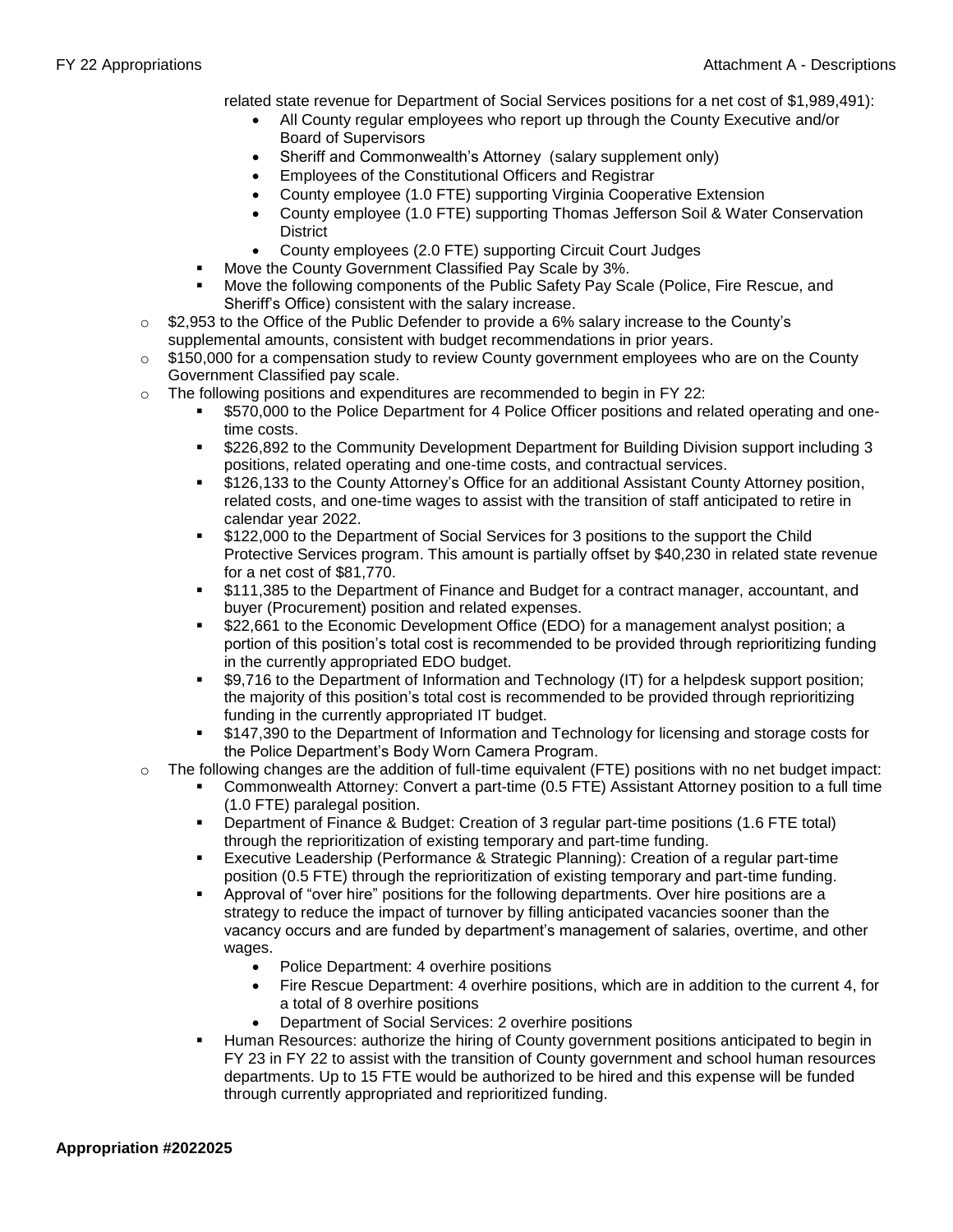related state revenue for Department of Social Services positions for a net cost of $1,989,491):

- All County regular employees who report up through the County Executive and/or Board of Supervisors
- Sheriff and Commonwealth's Attorney (salary supplement only)
- Employees of the Constitutional Officers and Registrar
- County employee (1.0 FTE) supporting Virginia Cooperative Extension
- County employee (1.0 FTE) supporting Thomas Jefferson Soil & Water Conservation District
- County employees (2.0 FTE) supporting Circuit Court Judges

- Move the County Government Classified Pay Scale by 3%.
- Move the following components of the Public Safety Pay Scale (Police, Fire Rescue, and Sheriff's Office) consistent with the salary increase.

- $2,953 to the Office of the Public Defender to provide a 6% salary increase to the County's supplemental amounts, consistent with budget recommendations in prior years.
- $150,000 for a compensation study to review County government employees who are on the County Government Classified pay scale.
- The following positions and expenditures are recommended to begin in FY 22:
  - $570,000 to the Police Department for 4 Police Officer positions and related operating and one-time costs.
  - $226,892 to the Community Development Department for Building Division support including 3 positions, related operating and one-time costs, and contractual services.
  - $126,133 to the County Attorney's Office for an additional Assistant County Attorney position, related costs, and one-time wages to assist with the transition of staff anticipated to retire in calendar year 2022.
  - $122,000 to the Department of Social Services for 3 positions to the support the Child Protective Services program. This amount is partially offset by $40,230 in related state revenue for a net cost of $81,770.
  - $111,385 to the Department of Finance and Budget for a contract manager, accountant, and buyer (Procurement) position and related expenses.
  - $22,661 to the Economic Development Office (EDO) for a management analyst position; a portion of this position's total cost is recommended to be provided through reprioritizing funding in the currently appropriated EDO budget.
  - $9,716 to the Department of Information and Technology (IT) for a helpdesk support position; the majority of this position's total cost is recommended to be provided through reprioritizing funding in the currently appropriated IT budget.
  - $147,390 to the Department of Information and Technology for licensing and storage costs for the Police Department's Body Worn Camera Program.
- The following changes are the addition of full-time equivalent (FTE) positions with no net budget impact:
  - Commonwealth Attorney: Convert a part-time (0.5 FTE) Assistant Attorney position to a full time (1.0 FTE) paralegal position.
  - Department of Finance & Budget: Creation of 3 regular part-time positions (1.6 FTE total) through the reprioritization of existing temporary and part-time funding.
  - Executive Leadership (Performance & Strategic Planning): Creation of a regular part-time position (0.5 FTE) through the reprioritization of existing temporary and part-time funding.
  - Approval of "over hire" positions for the following departments. Over hire positions are a strategy to reduce the impact of turnover by filling anticipated vacancies sooner than the vacancy occurs and are funded by department's management of salaries, overtime, and other wages.
    - Police Department: 4 overhire positions
    - Fire Rescue Department: 4 overhire positions, which are in addition to the current 4, for a total of 8 overhire positions
    - Department of Social Services: 2 overhire positions
  - Human Resources: authorize the hiring of County government positions anticipated to begin in FY 23 in FY 22 to assist with the transition of County government and school human resources departments. Up to 15 FTE would be authorized to be hired and this expense will be funded through currently appropriated and reprioritized funding.

**Appropriation #2022025**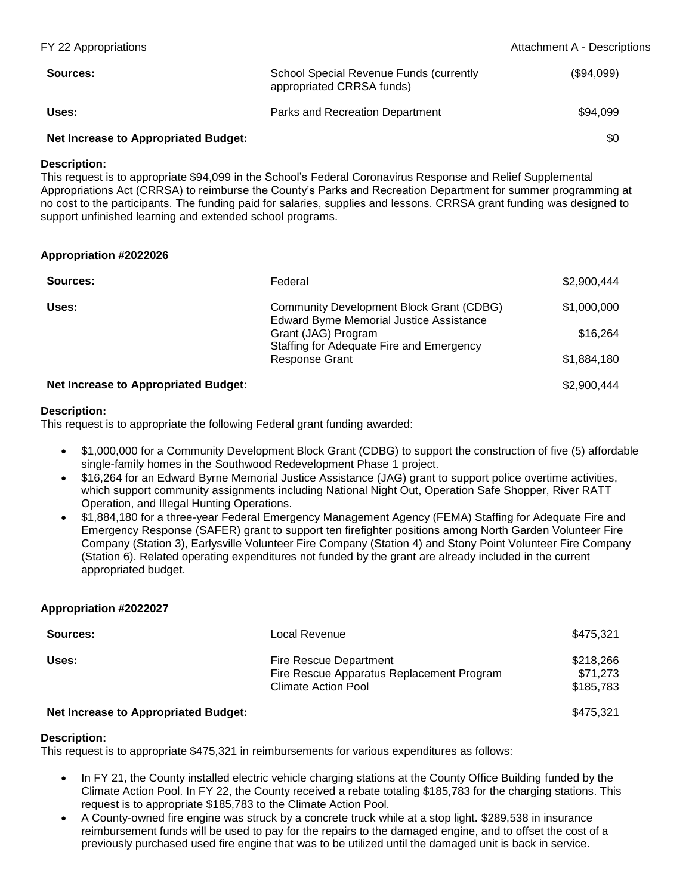| | | |
|---|---|---|
| **Sources:** | School Special Revenue Funds (currently appropriated CRRSA funds) | ($94,099) |
| **Uses:** | Parks and Recreation Department | $94,099 |
| **Net Increase to Appropriated Budget:** | | $0 |

**Description:**
This request is to appropriate $94,099 in the School's Federal Coronavirus Response and Relief Supplemental Appropriations Act (CRRSA) to reimburse the County's Parks and Recreation Department for summer programming at no cost to the participants. The funding paid for salaries, supplies and lessons. CRRSA grant funding was designed to support unfinished learning and extended school programs.

**Appropriation #2022026**

| | | |
|---|---|---|
| **Sources:** | Federal | $2,900,444 |
| **Uses:** | Community Development Block Grant (CDBG) | $1,000,000 |
| | Edward Byrne Memorial Justice Assistance Grant (JAG) Program | $16,264 |
| | Staffing for Adequate Fire and Emergency Response Grant | $1,884,180 |
| **Net Increase to Appropriated Budget:** | | $2,900,444 |

**Description:**
This request is to appropriate the following Federal grant funding awarded:

- $1,000,000 for a Community Development Block Grant (CDBG) to support the construction of five (5) affordable single-family homes in the Southwood Redevelopment Phase 1 project.
- $16,264 for an Edward Byrne Memorial Justice Assistance (JAG) grant to support police overtime activities, which support community assignments including National Night Out, Operation Safe Shopper, River RATT Operation, and Illegal Hunting Operations.
- $1,884,180 for a three-year Federal Emergency Management Agency (FEMA) Staffing for Adequate Fire and Emergency Response (SAFER) grant to support ten firefighter positions among North Garden Volunteer Fire Company (Station 3), Earlysville Volunteer Fire Company (Station 4) and Stony Point Volunteer Fire Company (Station 6). Related operating expenditures not funded by the grant are already included in the current appropriated budget.

**Appropriation #2022027**

| | | |
|---|---|---|
| **Sources:** | Local Revenue | $475,321 |
| **Uses:** | Fire Rescue Department | $218,266 |
| | Fire Rescue Apparatus Replacement Program | $71,273 |
| | Climate Action Pool | $185,783 |
| **Net Increase to Appropriated Budget:** | | $475,321 |

**Description:**
This request is to appropriate $475,321 in reimbursements for various expenditures as follows:

- In FY 21, the County installed electric vehicle charging stations at the County Office Building funded by the Climate Action Pool. In FY 22, the County received a rebate totaling $185,783 for the charging stations. This request is to appropriate $185,783 to the Climate Action Pool.
- A County-owned fire engine was struck by a concrete truck while at a stop light. $289,538 in insurance reimbursement funds will be used to pay for the repairs to the damaged engine, and to offset the cost of a previously purchased used fire engine that was to be utilized until the damaged unit is back in service.